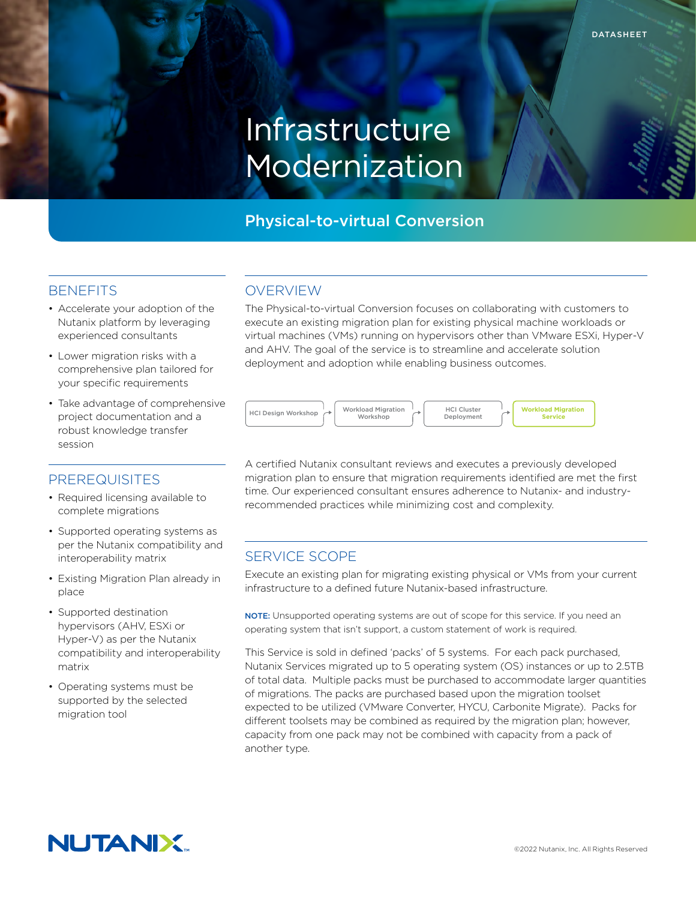DATASHEET

# Infrastructure Modernization

## Physical-to-virtual Conversion

## BENEFITS

- Accelerate your adoption of the Nutanix platform by leveraging experienced consultants
- Lower migration risks with a comprehensive plan tailored for your specific requirements
- Take advantage of comprehensive project documentation and a robust knowledge transfer session

## PREREQUISITES

- Required licensing available to complete migrations
- Supported operating systems as per the Nutanix compatibility and interoperability matrix
- Existing Migration Plan already in place
- Supported destination hypervisors (AHV, ESXi or Hyper-V) as per the Nutanix compatibility and interoperability matrix
- Operating systems must be supported by the selected migration tool

## OVERVIEW

The Physical-to-virtual Conversion focuses on collaborating with customers to execute an existing migration plan for existing physical machine workloads or virtual machines (VMs) running on hypervisors other than VMware ESXi, Hyper-V and AHV. The goal of the service is to streamline and accelerate solution deployment and adoption while enabling business outcomes.

HCI Design Workshop → Workload Migration Workshop → HCI Cluster Deployment → **Workload Migration Service**

A certified Nutanix consultant reviews and executes a previously developed migration plan to ensure that migration requirements identified are met the first time. Our experienced consultant ensures adherence to Nutanix- and industry-recommended practices while minimizing cost and complexity.

## SERVICE SCOPE

Execute an existing plan for migrating existing physical or VMs from your current infrastructure to a defined future Nutanix-based infrastructure.

**NOTE:** Unsupported operating systems are out of scope for this service. If you need an operating system that isn't support, a custom statement of work is required.

This Service is sold in defined 'packs' of 5 systems. For each pack purchased, Nutanix Services migrated up to 5 operating system (OS) instances or up to 2.5TB of total data. Multiple packs must be purchased to accommodate larger quantities of migrations. The packs are purchased based upon the migration toolset expected to be utilized (VMware Converter, HYCU, Carbonite Migrate). Packs for different toolsets may be combined as required by the migration plan; however, capacity from one pack may not be combined with capacity from a pack of another type.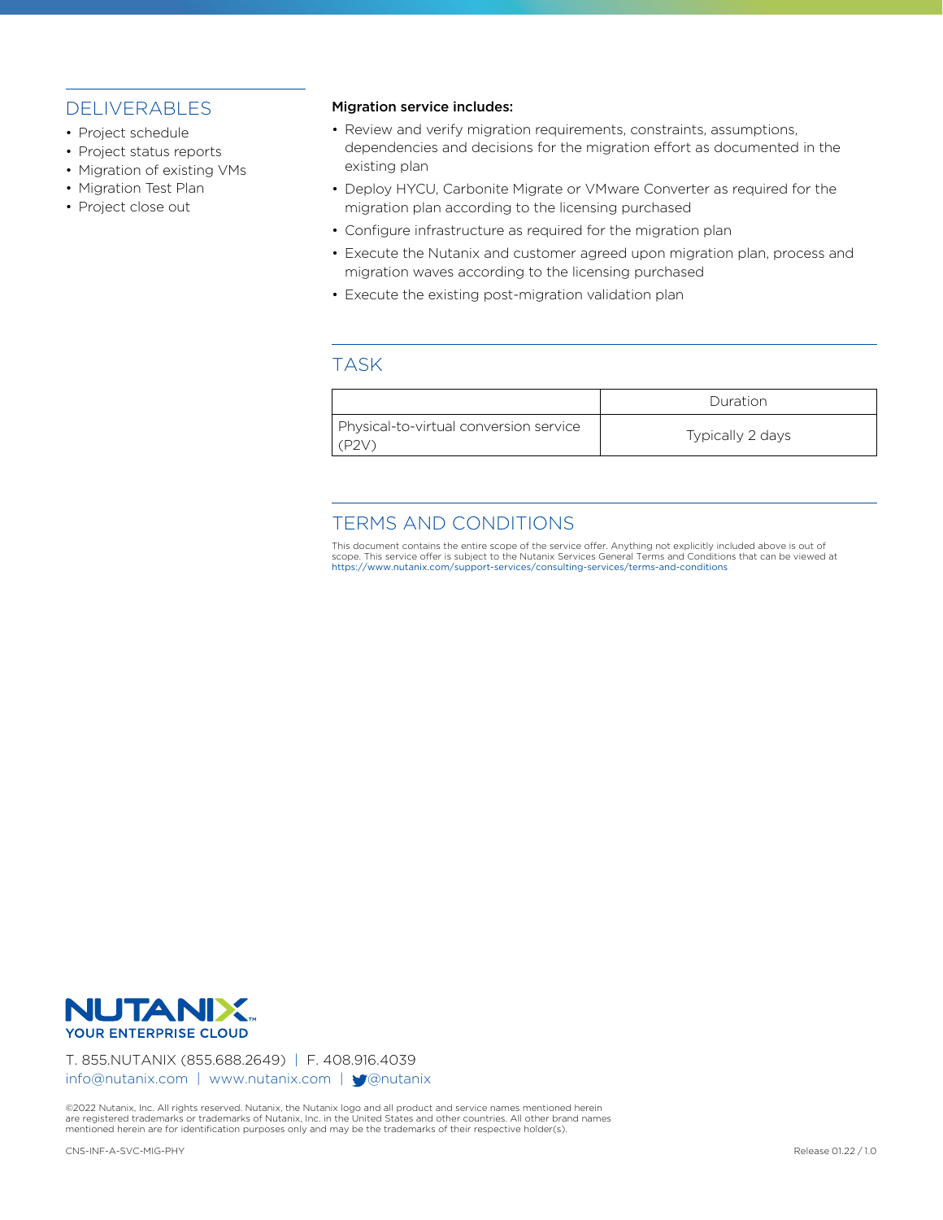## DELIVERABLES

- Project schedule
- Project status reports
- Migration of existing VMs
- Migration Test Plan
- Project close out

**Migration service includes:**

- Review and verify migration requirements, constraints, assumptions, dependencies and decisions for the migration effort as documented in the existing plan
- Deploy HYCU, Carbonite Migrate or VMware Converter as required for the migration plan according to the licensing purchased
- Configure infrastructure as required for the migration plan
- Execute the Nutanix and customer agreed upon migration plan, process and migration waves according to the licensing purchased
- Execute the existing post-migration validation plan

## TASK

| | Duration |
|---|---|
| Physical-to-virtual conversion service (P2V) | Typically 2 days |

## TERMS AND CONDITIONS

This document contains the entire scope of the service offer. Anything not explicitly included above is out of scope. This service offer is subject to the Nutanix Services General Terms and Conditions that can be viewed at https://www.nutanix.com/support-services/consulting-services/terms-and-conditions

NUTANIX
YOUR ENTERPRISE CLOUD

T. 855.NUTANIX (855.688.2649) | F. 408.916.4039
info@nutanix.com | www.nutanix.com | @nutanix

©2022 Nutanix, Inc. All rights reserved. Nutanix, the Nutanix logo and all product and service names mentioned herein are registered trademarks or trademarks of Nutanix, Inc. in the United States and other countries. All other brand names mentioned herein are for identification purposes only and may be the trademarks of their respective holder(s).

CNS-INF-A-SVC-MIG-PHY

Release 01.22 / 1.0